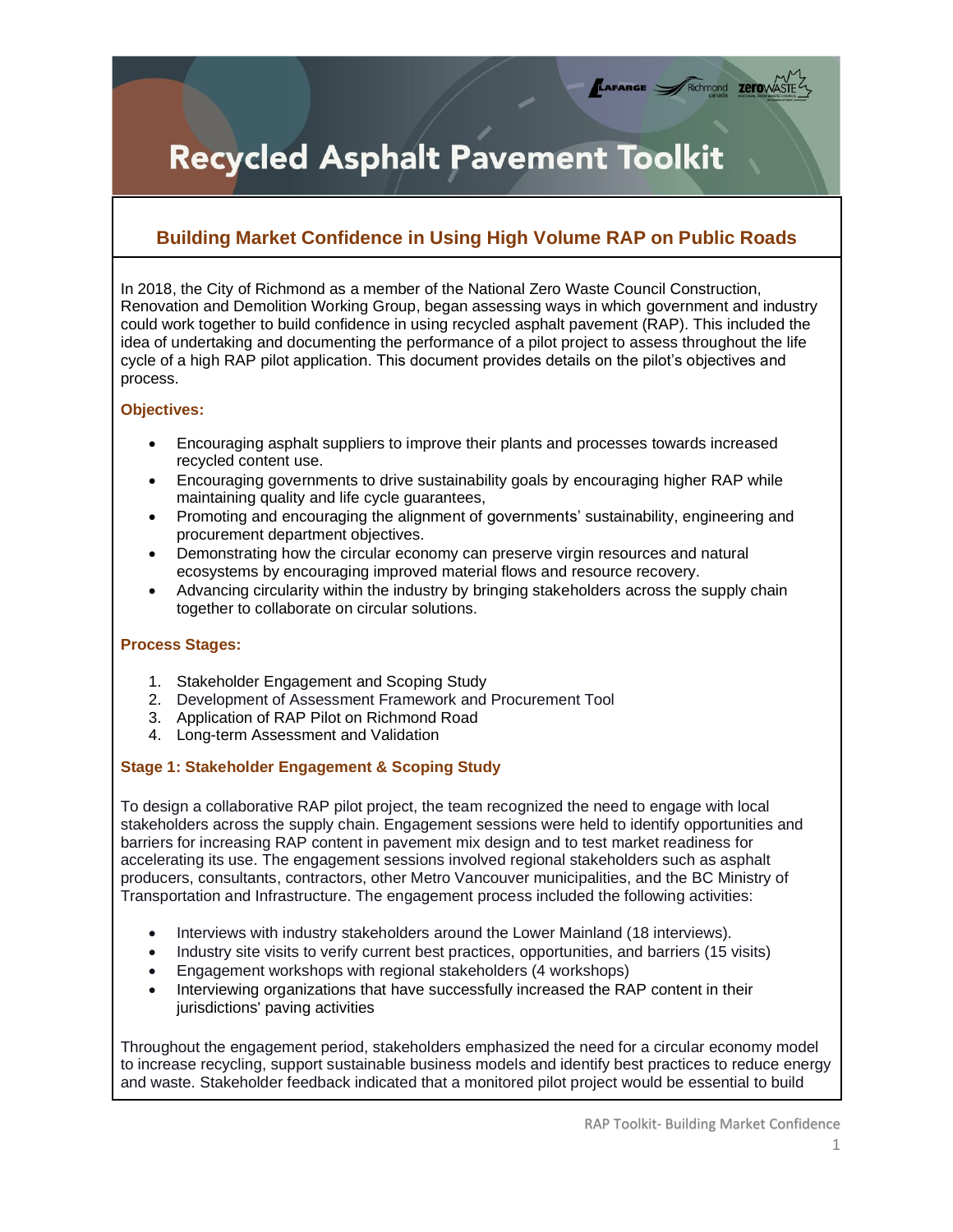# Recycled Asphalt Pavement Toolkit

## Building Market Confidence in Using High Volume RAP on Public Roads

In 2018, the City of Richmond as a member of the National Zero Waste Council Construction, Renovation and Demolition Working Group, began assessing ways in which government and industry could work together to build confidence in using recycled asphalt pavement (RAP). This included the idea of undertaking and documenting the performance of a pilot project to assess throughout the life cycle of a high RAP pilot application. This document provides details on the pilot's objectives and process.

### Objectives:

- Encouraging asphalt suppliers to improve their plants and processes towards increased recycled content use.
- Encouraging governments to drive sustainability goals by encouraging higher RAP while maintaining quality and life cycle guarantees,
- Promoting and encouraging the alignment of governments' sustainability, engineering and procurement department objectives.
- Demonstrating how the circular economy can preserve virgin resources and natural ecosystems by encouraging improved material flows and resource recovery.
- Advancing circularity within the industry by bringing stakeholders across the supply chain together to collaborate on circular solutions.

### Process Stages:

1. Stakeholder Engagement and Scoping Study
2. Development of Assessment Framework and Procurement Tool
3. Application of RAP Pilot on Richmond Road
4. Long-term Assessment and Validation

### Stage 1: Stakeholder Engagement & Scoping Study

To design a collaborative RAP pilot project, the team recognized the need to engage with local stakeholders across the supply chain. Engagement sessions were held to identify opportunities and barriers for increasing RAP content in pavement mix design and to test market readiness for accelerating its use. The engagement sessions involved regional stakeholders such as asphalt producers, consultants, contractors, other Metro Vancouver municipalities, and the BC Ministry of Transportation and Infrastructure. The engagement process included the following activities:

- Interviews with industry stakeholders around the Lower Mainland (18 interviews).
- Industry site visits to verify current best practices, opportunities, and barriers (15 visits)
- Engagement workshops with regional stakeholders (4 workshops)
- Interviewing organizations that have successfully increased the RAP content in their jurisdictions' paving activities

Throughout the engagement period, stakeholders emphasized the need for a circular economy model to increase recycling, support sustainable business models and identify best practices to reduce energy and waste. Stakeholder feedback indicated that a monitored pilot project would be essential to build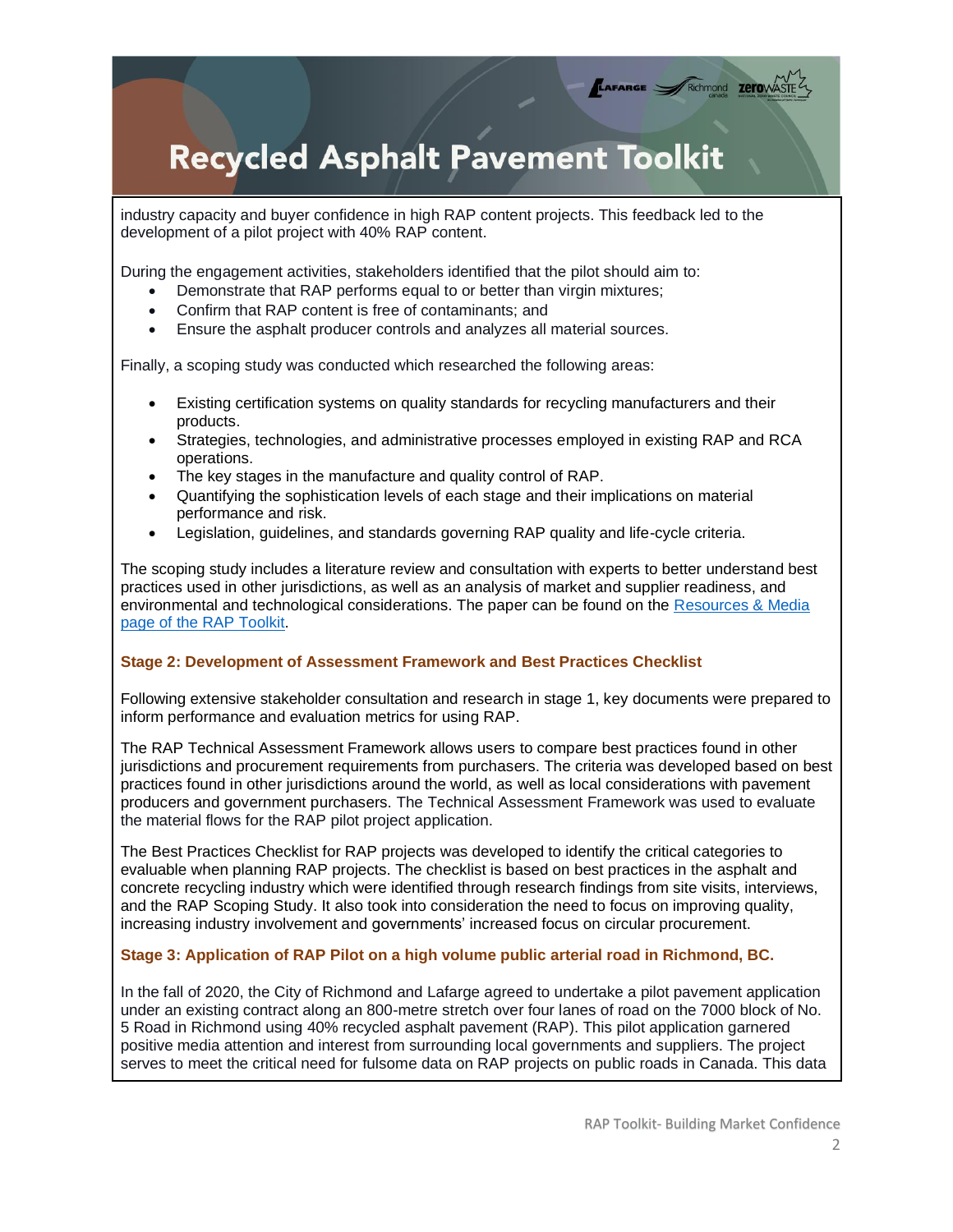industry capacity and buyer confidence in high RAP content projects. This feedback led to the development of a pilot project with 40% RAP content.

During the engagement activities, stakeholders identified that the pilot should aim to:

- Demonstrate that RAP performs equal to or better than virgin mixtures;
- Confirm that RAP content is free of contaminants; and
- Ensure the asphalt producer controls and analyzes all material sources.

Finally, a scoping study was conducted which researched the following areas:

- Existing certification systems on quality standards for recycling manufacturers and their products.
- Strategies, technologies, and administrative processes employed in existing RAP and RCA operations.
- The key stages in the manufacture and quality control of RAP.
- Quantifying the sophistication levels of each stage and their implications on material performance and risk.
- Legislation, guidelines, and standards governing RAP quality and life-cycle criteria.

The scoping study includes a literature review and consultation with experts to better understand best practices used in other jurisdictions, as well as an analysis of market and supplier readiness, and environmental and technological considerations. The paper can be found on the [Resources & Media page of the RAP Toolkit](#).

### Stage 2: Development of Assessment Framework and Best Practices Checklist

Following extensive stakeholder consultation and research in stage 1, key documents were prepared to inform performance and evaluation metrics for using RAP.

The RAP Technical Assessment Framework allows users to compare best practices found in other jurisdictions and procurement requirements from purchasers. The criteria was developed based on best practices found in other jurisdictions around the world, as well as local considerations with pavement producers and government purchasers. The Technical Assessment Framework was used to evaluate the material flows for the RAP pilot project application.

The Best Practices Checklist for RAP projects was developed to identify the critical categories to evaluable when planning RAP projects. The checklist is based on best practices in the asphalt and concrete recycling industry which were identified through research findings from site visits, interviews, and the RAP Scoping Study. It also took into consideration the need to focus on improving quality, increasing industry involvement and governments' increased focus on circular procurement.

### Stage 3: Application of RAP Pilot on a high volume public arterial road in Richmond, BC.

In the fall of 2020, the City of Richmond and Lafarge agreed to undertake a pilot pavement application under an existing contract along an 800-metre stretch over four lanes of road on the 7000 block of No. 5 Road in Richmond using 40% recycled asphalt pavement (RAP). This pilot application garnered positive media attention and interest from surrounding local governments and suppliers. The project serves to meet the critical need for fulsome data on RAP projects on public roads in Canada. This data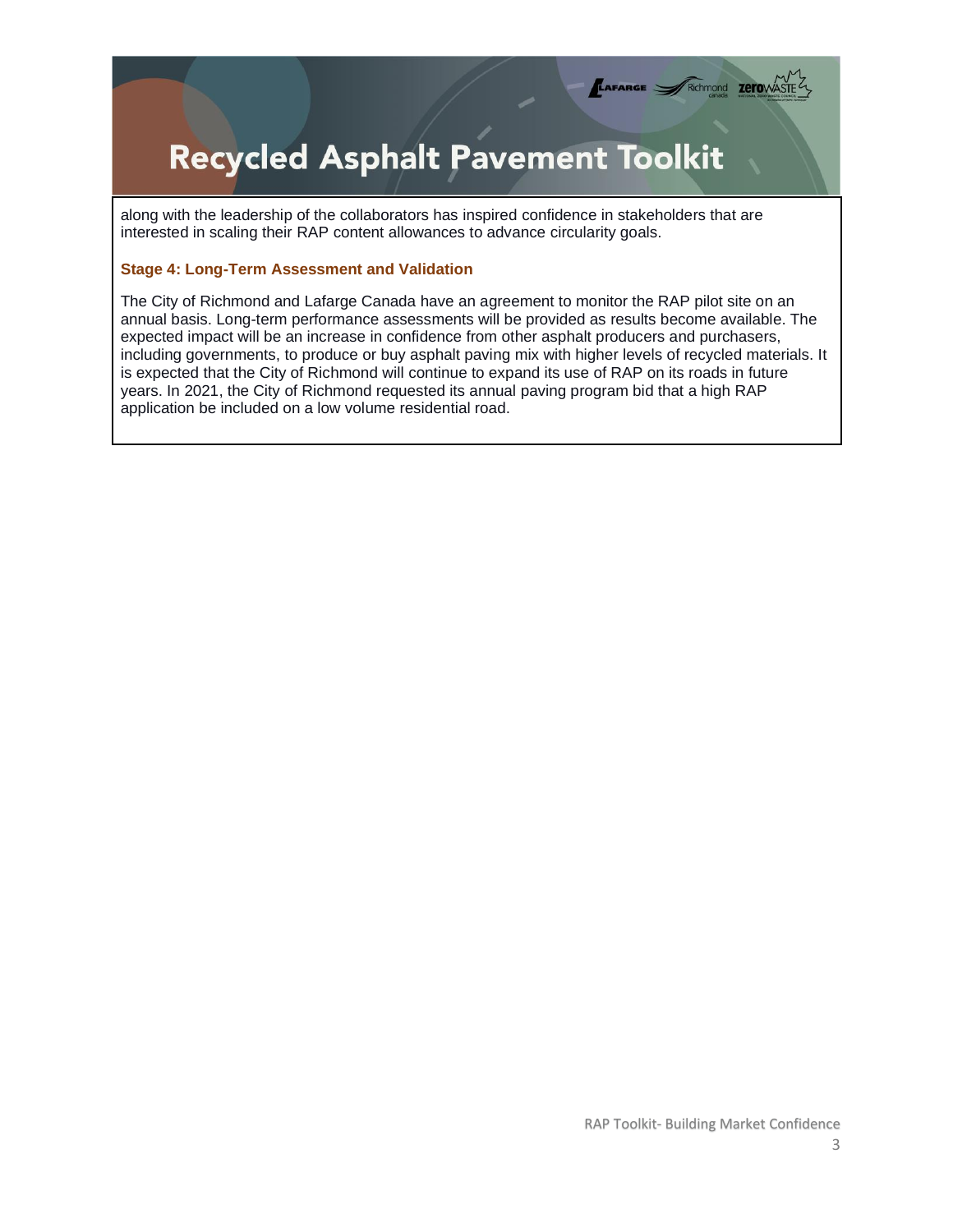along with the leadership of the collaborators has inspired confidence in stakeholders that are interested in scaling their RAP content allowances to advance circularity goals.

### Stage 4: Long-Term Assessment and Validation

The City of Richmond and Lafarge Canada have an agreement to monitor the RAP pilot site on an annual basis. Long-term performance assessments will be provided as results become available. The expected impact will be an increase in confidence from other asphalt producers and purchasers, including governments, to produce or buy asphalt paving mix with higher levels of recycled materials. It is expected that the City of Richmond will continue to expand its use of RAP on its roads in future years. In 2021, the City of Richmond requested its annual paving program bid that a high RAP application be included on a low volume residential road.